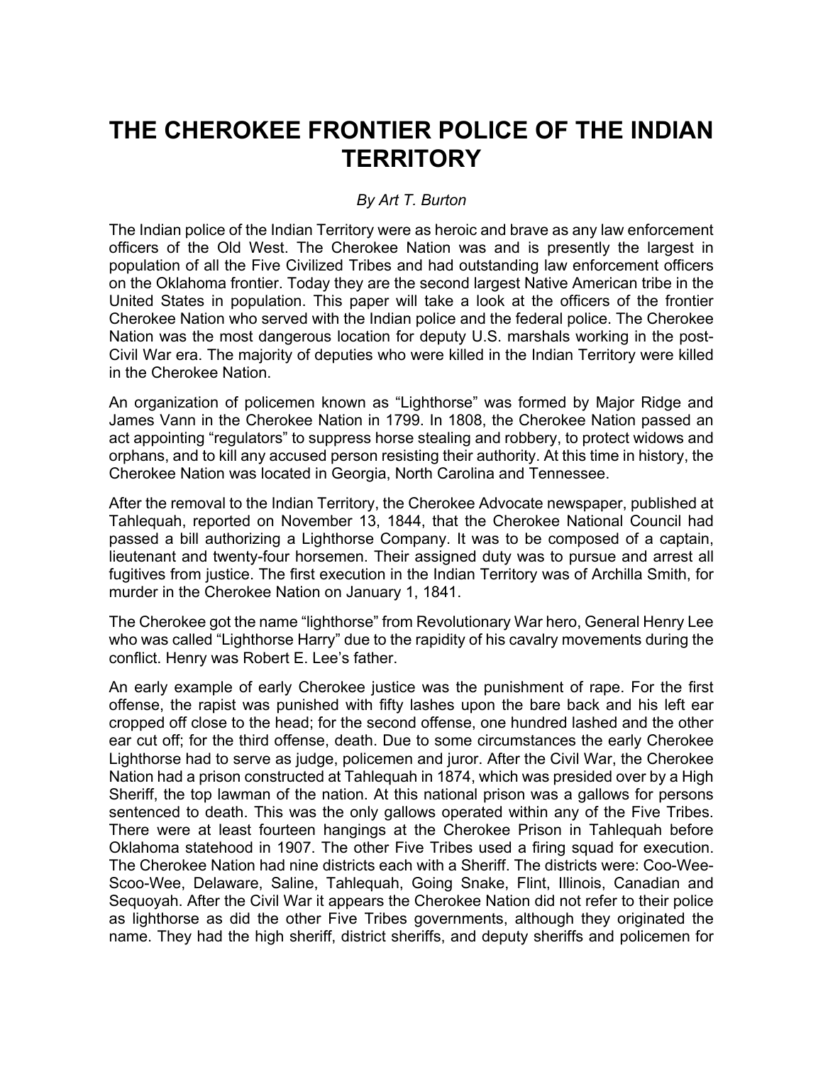# THE CHEROKEE FRONTIER POLICE OF THE INDIAN TERRITORY

*By Art T. Burton*

The Indian police of the Indian Territory were as heroic and brave as any law enforcement officers of the Old West. The Cherokee Nation was and is presently the largest in population of all the Five Civilized Tribes and had outstanding law enforcement officers on the Oklahoma frontier. Today they are the second largest Native American tribe in the United States in population. This paper will take a look at the officers of the frontier Cherokee Nation who served with the Indian police and the federal police. The Cherokee Nation was the most dangerous location for deputy U.S. marshals working in the post-Civil War era. The majority of deputies who were killed in the Indian Territory were killed in the Cherokee Nation.

An organization of policemen known as "Lighthorse" was formed by Major Ridge and James Vann in the Cherokee Nation in 1799. In 1808, the Cherokee Nation passed an act appointing "regulators" to suppress horse stealing and robbery, to protect widows and orphans, and to kill any accused person resisting their authority. At this time in history, the Cherokee Nation was located in Georgia, North Carolina and Tennessee.

After the removal to the Indian Territory, the Cherokee Advocate newspaper, published at Tahlequah, reported on November 13, 1844, that the Cherokee National Council had passed a bill authorizing a Lighthorse Company. It was to be composed of a captain, lieutenant and twenty-four horsemen. Their assigned duty was to pursue and arrest all fugitives from justice. The first execution in the Indian Territory was of Archilla Smith, for murder in the Cherokee Nation on January 1, 1841.

The Cherokee got the name "lighthorse" from Revolutionary War hero, General Henry Lee who was called "Lighthorse Harry" due to the rapidity of his cavalry movements during the conflict. Henry was Robert E. Lee's father.

An early example of early Cherokee justice was the punishment of rape. For the first offense, the rapist was punished with fifty lashes upon the bare back and his left ear cropped off close to the head; for the second offense, one hundred lashed and the other ear cut off; for the third offense, death. Due to some circumstances the early Cherokee Lighthorse had to serve as judge, policemen and juror. After the Civil War, the Cherokee Nation had a prison constructed at Tahlequah in 1874, which was presided over by a High Sheriff, the top lawman of the nation. At this national prison was a gallows for persons sentenced to death. This was the only gallows operated within any of the Five Tribes. There were at least fourteen hangings at the Cherokee Prison in Tahlequah before Oklahoma statehood in 1907. The other Five Tribes used a firing squad for execution. The Cherokee Nation had nine districts each with a Sheriff. The districts were: Coo-Wee-Scoo-Wee, Delaware, Saline, Tahlequah, Going Snake, Flint, Illinois, Canadian and Sequoyah. After the Civil War it appears the Cherokee Nation did not refer to their police as lighthorse as did the other Five Tribes governments, although they originated the name. They had the high sheriff, district sheriffs, and deputy sheriffs and policemen for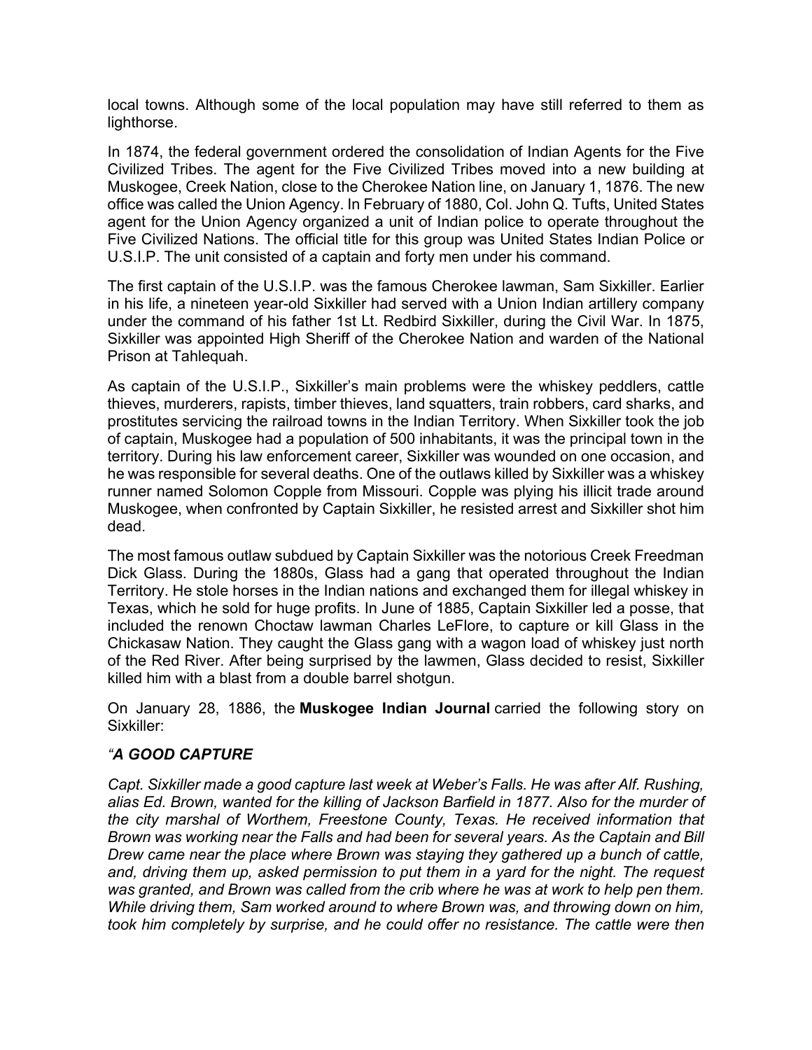local towns. Although some of the local population may have still referred to them as lighthorse.

In 1874, the federal government ordered the consolidation of Indian Agents for the Five Civilized Tribes. The agent for the Five Civilized Tribes moved into a new building at Muskogee, Creek Nation, close to the Cherokee Nation line, on January 1, 1876. The new office was called the Union Agency. In February of 1880, Col. John Q. Tufts, United States agent for the Union Agency organized a unit of Indian police to operate throughout the Five Civilized Nations. The official title for this group was United States Indian Police or U.S.I.P. The unit consisted of a captain and forty men under his command.

The first captain of the U.S.I.P. was the famous Cherokee lawman, Sam Sixkiller. Earlier in his life, a nineteen year-old Sixkiller had served with a Union Indian artillery company under the command of his father 1st Lt. Redbird Sixkiller, during the Civil War. In 1875, Sixkiller was appointed High Sheriff of the Cherokee Nation and warden of the National Prison at Tahlequah.

As captain of the U.S.I.P., Sixkiller's main problems were the whiskey peddlers, cattle thieves, murderers, rapists, timber thieves, land squatters, train robbers, card sharks, and prostitutes servicing the railroad towns in the Indian Territory. When Sixkiller took the job of captain, Muskogee had a population of 500 inhabitants, it was the principal town in the territory. During his law enforcement career, Sixkiller was wounded on one occasion, and he was responsible for several deaths. One of the outlaws killed by Sixkiller was a whiskey runner named Solomon Copple from Missouri. Copple was plying his illicit trade around Muskogee, when confronted by Captain Sixkiller, he resisted arrest and Sixkiller shot him dead.

The most famous outlaw subdued by Captain Sixkiller was the notorious Creek Freedman Dick Glass. During the 1880s, Glass had a gang that operated throughout the Indian Territory. He stole horses in the Indian nations and exchanged them for illegal whiskey in Texas, which he sold for huge profits. In June of 1885, Captain Sixkiller led a posse, that included the renown Choctaw lawman Charles LeFlore, to capture or kill Glass in the Chickasaw Nation. They caught the Glass gang with a wagon load of whiskey just north of the Red River. After being surprised by the lawmen, Glass decided to resist, Sixkiller killed him with a blast from a double barrel shotgun.

On January 28, 1886, the **Muskogee Indian Journal** carried the following story on Sixkiller:

***"A GOOD CAPTURE***

*Capt. Sixkiller made a good capture last week at Weber's Falls. He was after Alf. Rushing, alias Ed. Brown, wanted for the killing of Jackson Barfield in 1877. Also for the murder of the city marshal of Worthem, Freestone County, Texas. He received information that Brown was working near the Falls and had been for several years. As the Captain and Bill Drew came near the place where Brown was staying they gathered up a bunch of cattle, and, driving them up, asked permission to put them in a yard for the night. The request was granted, and Brown was called from the crib where he was at work to help pen them. While driving them, Sam worked around to where Brown was, and throwing down on him, took him completely by surprise, and he could offer no resistance. The cattle were then*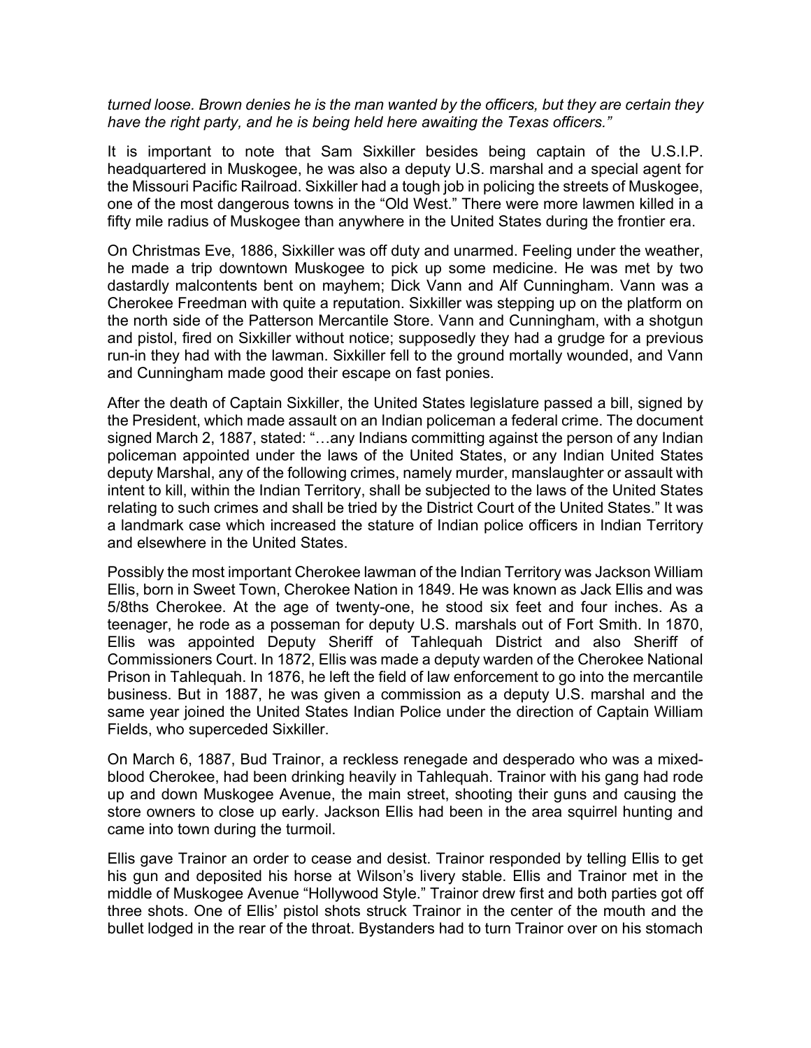*turned loose. Brown denies he is the man wanted by the officers, but they are certain they have the right party, and he is being held here awaiting the Texas officers."*

It is important to note that Sam Sixkiller besides being captain of the U.S.I.P. headquartered in Muskogee, he was also a deputy U.S. marshal and a special agent for the Missouri Pacific Railroad. Sixkiller had a tough job in policing the streets of Muskogee, one of the most dangerous towns in the "Old West." There were more lawmen killed in a fifty mile radius of Muskogee than anywhere in the United States during the frontier era.

On Christmas Eve, 1886, Sixkiller was off duty and unarmed. Feeling under the weather, he made a trip downtown Muskogee to pick up some medicine. He was met by two dastardly malcontents bent on mayhem; Dick Vann and Alf Cunningham. Vann was a Cherokee Freedman with quite a reputation. Sixkiller was stepping up on the platform on the north side of the Patterson Mercantile Store. Vann and Cunningham, with a shotgun and pistol, fired on Sixkiller without notice; supposedly they had a grudge for a previous run-in they had with the lawman. Sixkiller fell to the ground mortally wounded, and Vann and Cunningham made good their escape on fast ponies.

After the death of Captain Sixkiller, the United States legislature passed a bill, signed by the President, which made assault on an Indian policeman a federal crime. The document signed March 2, 1887, stated: "…any Indians committing against the person of any Indian policeman appointed under the laws of the United States, or any Indian United States deputy Marshal, any of the following crimes, namely murder, manslaughter or assault with intent to kill, within the Indian Territory, shall be subjected to the laws of the United States relating to such crimes and shall be tried by the District Court of the United States." It was a landmark case which increased the stature of Indian police officers in Indian Territory and elsewhere in the United States.

Possibly the most important Cherokee lawman of the Indian Territory was Jackson William Ellis, born in Sweet Town, Cherokee Nation in 1849. He was known as Jack Ellis and was 5/8ths Cherokee. At the age of twenty-one, he stood six feet and four inches. As a teenager, he rode as a posseman for deputy U.S. marshals out of Fort Smith. In 1870, Ellis was appointed Deputy Sheriff of Tahlequah District and also Sheriff of Commissioners Court. In 1872, Ellis was made a deputy warden of the Cherokee National Prison in Tahlequah. In 1876, he left the field of law enforcement to go into the mercantile business. But in 1887, he was given a commission as a deputy U.S. marshal and the same year joined the United States Indian Police under the direction of Captain William Fields, who superceded Sixkiller.

On March 6, 1887, Bud Trainor, a reckless renegade and desperado who was a mixed-blood Cherokee, had been drinking heavily in Tahlequah. Trainor with his gang had rode up and down Muskogee Avenue, the main street, shooting their guns and causing the store owners to close up early. Jackson Ellis had been in the area squirrel hunting and came into town during the turmoil.

Ellis gave Trainor an order to cease and desist. Trainor responded by telling Ellis to get his gun and deposited his horse at Wilson's livery stable. Ellis and Trainor met in the middle of Muskogee Avenue "Hollywood Style." Trainor drew first and both parties got off three shots. One of Ellis' pistol shots struck Trainor in the center of the mouth and the bullet lodged in the rear of the throat. Bystanders had to turn Trainor over on his stomach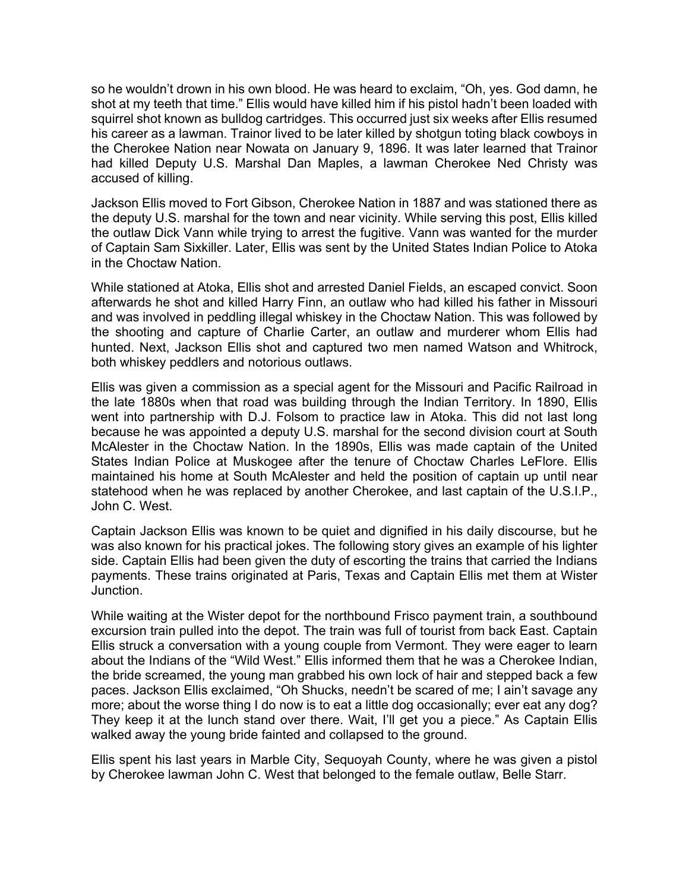so he wouldn't drown in his own blood. He was heard to exclaim, "Oh, yes. God damn, he shot at my teeth that time." Ellis would have killed him if his pistol hadn't been loaded with squirrel shot known as bulldog cartridges. This occurred just six weeks after Ellis resumed his career as a lawman. Trainor lived to be later killed by shotgun toting black cowboys in the Cherokee Nation near Nowata on January 9, 1896. It was later learned that Trainor had killed Deputy U.S. Marshal Dan Maples, a lawman Cherokee Ned Christy was accused of killing.

Jackson Ellis moved to Fort Gibson, Cherokee Nation in 1887 and was stationed there as the deputy U.S. marshal for the town and near vicinity. While serving this post, Ellis killed the outlaw Dick Vann while trying to arrest the fugitive. Vann was wanted for the murder of Captain Sam Sixkiller. Later, Ellis was sent by the United States Indian Police to Atoka in the Choctaw Nation.

While stationed at Atoka, Ellis shot and arrested Daniel Fields, an escaped convict. Soon afterwards he shot and killed Harry Finn, an outlaw who had killed his father in Missouri and was involved in peddling illegal whiskey in the Choctaw Nation. This was followed by the shooting and capture of Charlie Carter, an outlaw and murderer whom Ellis had hunted. Next, Jackson Ellis shot and captured two men named Watson and Whitrock, both whiskey peddlers and notorious outlaws.

Ellis was given a commission as a special agent for the Missouri and Pacific Railroad in the late 1880s when that road was building through the Indian Territory. In 1890, Ellis went into partnership with D.J. Folsom to practice law in Atoka. This did not last long because he was appointed a deputy U.S. marshal for the second division court at South McAlester in the Choctaw Nation. In the 1890s, Ellis was made captain of the United States Indian Police at Muskogee after the tenure of Choctaw Charles LeFlore. Ellis maintained his home at South McAlester and held the position of captain up until near statehood when he was replaced by another Cherokee, and last captain of the U.S.I.P., John C. West.

Captain Jackson Ellis was known to be quiet and dignified in his daily discourse, but he was also known for his practical jokes. The following story gives an example of his lighter side. Captain Ellis had been given the duty of escorting the trains that carried the Indians payments. These trains originated at Paris, Texas and Captain Ellis met them at Wister Junction.

While waiting at the Wister depot for the northbound Frisco payment train, a southbound excursion train pulled into the depot. The train was full of tourist from back East. Captain Ellis struck a conversation with a young couple from Vermont. They were eager to learn about the Indians of the "Wild West." Ellis informed them that he was a Cherokee Indian, the bride screamed, the young man grabbed his own lock of hair and stepped back a few paces. Jackson Ellis exclaimed, "Oh Shucks, needn't be scared of me; I ain't savage any more; about the worse thing I do now is to eat a little dog occasionally; ever eat any dog? They keep it at the lunch stand over there. Wait, I'll get you a piece." As Captain Ellis walked away the young bride fainted and collapsed to the ground.

Ellis spent his last years in Marble City, Sequoyah County, where he was given a pistol by Cherokee lawman John C. West that belonged to the female outlaw, Belle Starr.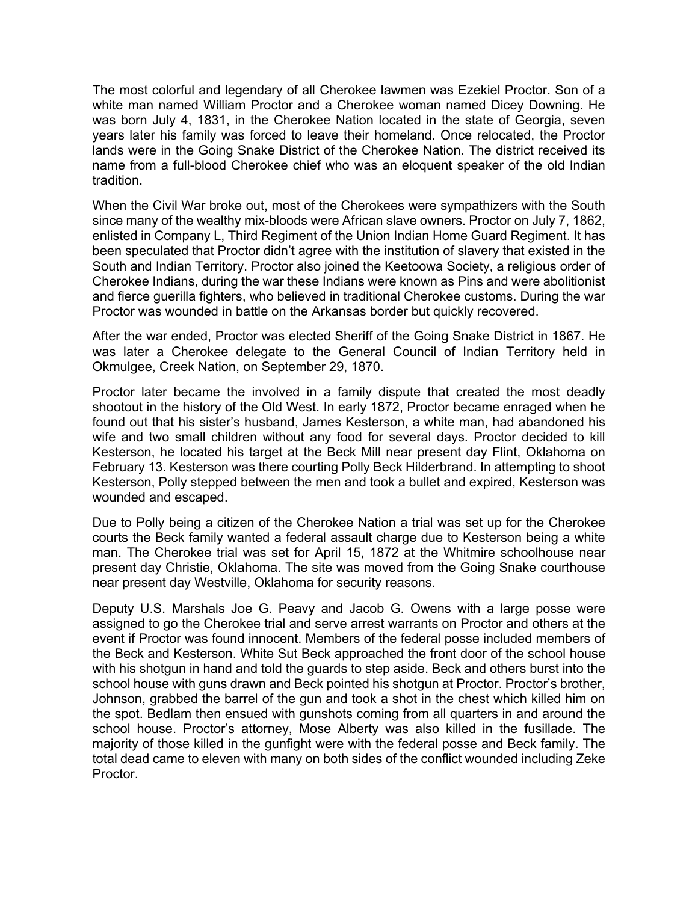The most colorful and legendary of all Cherokee lawmen was Ezekiel Proctor. Son of a white man named William Proctor and a Cherokee woman named Dicey Downing. He was born July 4, 1831, in the Cherokee Nation located in the state of Georgia, seven years later his family was forced to leave their homeland. Once relocated, the Proctor lands were in the Going Snake District of the Cherokee Nation. The district received its name from a full-blood Cherokee chief who was an eloquent speaker of the old Indian tradition.

When the Civil War broke out, most of the Cherokees were sympathizers with the South since many of the wealthy mix-bloods were African slave owners. Proctor on July 7, 1862, enlisted in Company L, Third Regiment of the Union Indian Home Guard Regiment. It has been speculated that Proctor didn't agree with the institution of slavery that existed in the South and Indian Territory. Proctor also joined the Keetoowa Society, a religious order of Cherokee Indians, during the war these Indians were known as Pins and were abolitionist and fierce guerilla fighters, who believed in traditional Cherokee customs. During the war Proctor was wounded in battle on the Arkansas border but quickly recovered.

After the war ended, Proctor was elected Sheriff of the Going Snake District in 1867. He was later a Cherokee delegate to the General Council of Indian Territory held in Okmulgee, Creek Nation, on September 29, 1870.

Proctor later became the involved in a family dispute that created the most deadly shootout in the history of the Old West. In early 1872, Proctor became enraged when he found out that his sister's husband, James Kesterson, a white man, had abandoned his wife and two small children without any food for several days. Proctor decided to kill Kesterson, he located his target at the Beck Mill near present day Flint, Oklahoma on February 13. Kesterson was there courting Polly Beck Hilderbrand. In attempting to shoot Kesterson, Polly stepped between the men and took a bullet and expired, Kesterson was wounded and escaped.

Due to Polly being a citizen of the Cherokee Nation a trial was set up for the Cherokee courts the Beck family wanted a federal assault charge due to Kesterson being a white man. The Cherokee trial was set for April 15, 1872 at the Whitmire schoolhouse near present day Christie, Oklahoma. The site was moved from the Going Snake courthouse near present day Westville, Oklahoma for security reasons.

Deputy U.S. Marshals Joe G. Peavy and Jacob G. Owens with a large posse were assigned to go the Cherokee trial and serve arrest warrants on Proctor and others at the event if Proctor was found innocent. Members of the federal posse included members of the Beck and Kesterson. White Sut Beck approached the front door of the school house with his shotgun in hand and told the guards to step aside. Beck and others burst into the school house with guns drawn and Beck pointed his shotgun at Proctor. Proctor's brother, Johnson, grabbed the barrel of the gun and took a shot in the chest which killed him on the spot. Bedlam then ensued with gunshots coming from all quarters in and around the school house. Proctor's attorney, Mose Alberty was also killed in the fusillade. The majority of those killed in the gunfight were with the federal posse and Beck family. The total dead came to eleven with many on both sides of the conflict wounded including Zeke Proctor.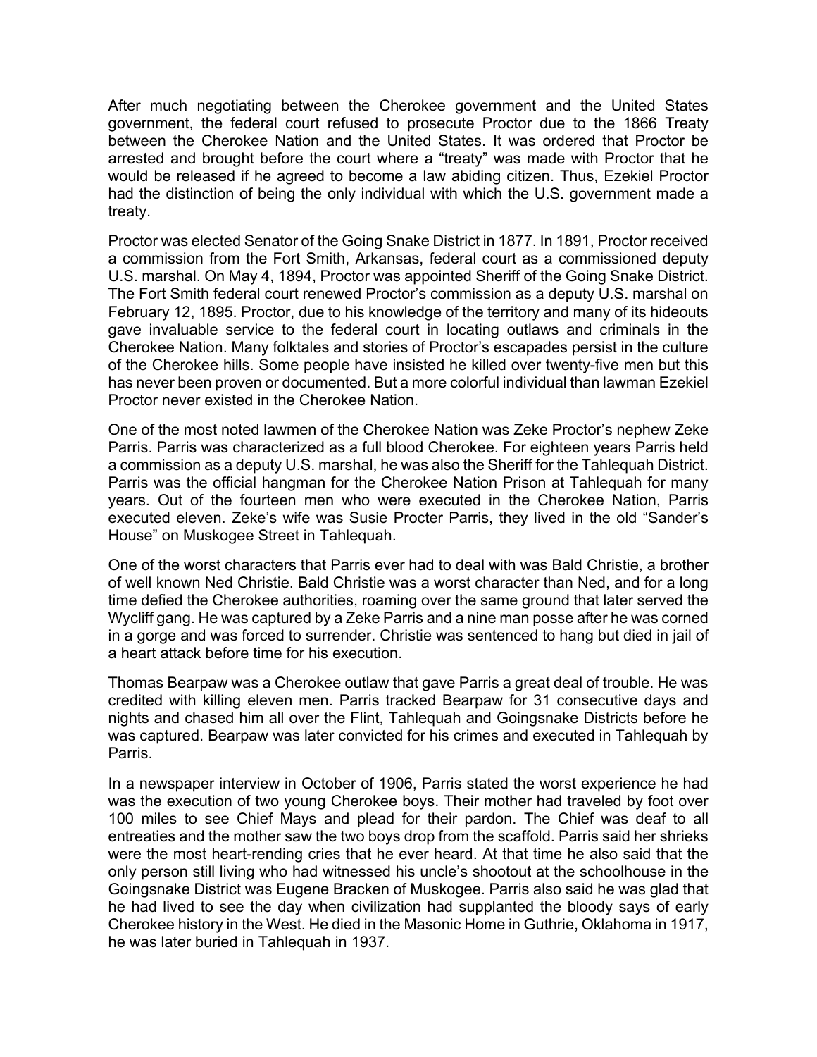After much negotiating between the Cherokee government and the United States government, the federal court refused to prosecute Proctor due to the 1866 Treaty between the Cherokee Nation and the United States. It was ordered that Proctor be arrested and brought before the court where a "treaty" was made with Proctor that he would be released if he agreed to become a law abiding citizen. Thus, Ezekiel Proctor had the distinction of being the only individual with which the U.S. government made a treaty.

Proctor was elected Senator of the Going Snake District in 1877. In 1891, Proctor received a commission from the Fort Smith, Arkansas, federal court as a commissioned deputy U.S. marshal. On May 4, 1894, Proctor was appointed Sheriff of the Going Snake District. The Fort Smith federal court renewed Proctor's commission as a deputy U.S. marshal on February 12, 1895. Proctor, due to his knowledge of the territory and many of its hideouts gave invaluable service to the federal court in locating outlaws and criminals in the Cherokee Nation. Many folktales and stories of Proctor's escapades persist in the culture of the Cherokee hills. Some people have insisted he killed over twenty-five men but this has never been proven or documented. But a more colorful individual than lawman Ezekiel Proctor never existed in the Cherokee Nation.

One of the most noted lawmen of the Cherokee Nation was Zeke Proctor's nephew Zeke Parris. Parris was characterized as a full blood Cherokee. For eighteen years Parris held a commission as a deputy U.S. marshal, he was also the Sheriff for the Tahlequah District. Parris was the official hangman for the Cherokee Nation Prison at Tahlequah for many years. Out of the fourteen men who were executed in the Cherokee Nation, Parris executed eleven. Zeke's wife was Susie Procter Parris, they lived in the old "Sander's House" on Muskogee Street in Tahlequah.

One of the worst characters that Parris ever had to deal with was Bald Christie, a brother of well known Ned Christie. Bald Christie was a worst character than Ned, and for a long time defied the Cherokee authorities, roaming over the same ground that later served the Wycliff gang. He was captured by a Zeke Parris and a nine man posse after he was corned in a gorge and was forced to surrender. Christie was sentenced to hang but died in jail of a heart attack before time for his execution.

Thomas Bearpaw was a Cherokee outlaw that gave Parris a great deal of trouble. He was credited with killing eleven men. Parris tracked Bearpaw for 31 consecutive days and nights and chased him all over the Flint, Tahlequah and Goingsnake Districts before he was captured. Bearpaw was later convicted for his crimes and executed in Tahlequah by Parris.

In a newspaper interview in October of 1906, Parris stated the worst experience he had was the execution of two young Cherokee boys. Their mother had traveled by foot over 100 miles to see Chief Mays and plead for their pardon. The Chief was deaf to all entreaties and the mother saw the two boys drop from the scaffold. Parris said her shrieks were the most heart-rending cries that he ever heard. At that time he also said that the only person still living who had witnessed his uncle's shootout at the schoolhouse in the Goingsnake District was Eugene Bracken of Muskogee. Parris also said he was glad that he had lived to see the day when civilization had supplanted the bloody says of early Cherokee history in the West. He died in the Masonic Home in Guthrie, Oklahoma in 1917, he was later buried in Tahlequah in 1937.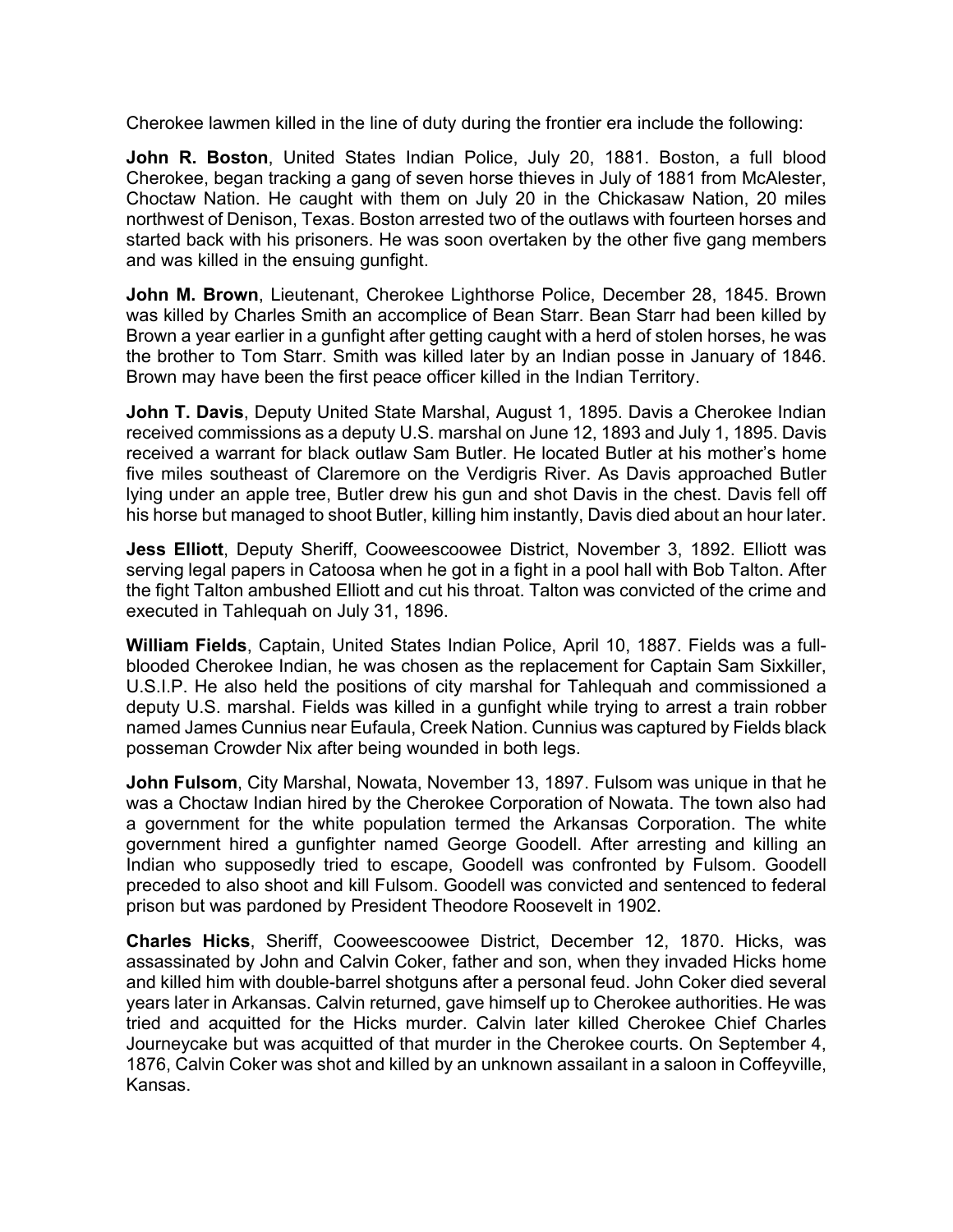Cherokee lawmen killed in the line of duty during the frontier era include the following:

**John R. Boston**, United States Indian Police, July 20, 1881. Boston, a full blood Cherokee, began tracking a gang of seven horse thieves in July of 1881 from McAlester, Choctaw Nation. He caught with them on July 20 in the Chickasaw Nation, 20 miles northwest of Denison, Texas. Boston arrested two of the outlaws with fourteen horses and started back with his prisoners. He was soon overtaken by the other five gang members and was killed in the ensuing gunfight.

**John M. Brown**, Lieutenant, Cherokee Lighthorse Police, December 28, 1845. Brown was killed by Charles Smith an accomplice of Bean Starr. Bean Starr had been killed by Brown a year earlier in a gunfight after getting caught with a herd of stolen horses, he was the brother to Tom Starr. Smith was killed later by an Indian posse in January of 1846. Brown may have been the first peace officer killed in the Indian Territory.

**John T. Davis**, Deputy United State Marshal, August 1, 1895. Davis a Cherokee Indian received commissions as a deputy U.S. marshal on June 12, 1893 and July 1, 1895. Davis received a warrant for black outlaw Sam Butler. He located Butler at his mother's home five miles southeast of Claremore on the Verdigris River. As Davis approached Butler lying under an apple tree, Butler drew his gun and shot Davis in the chest. Davis fell off his horse but managed to shoot Butler, killing him instantly, Davis died about an hour later.

**Jess Elliott**, Deputy Sheriff, Cooweescoowee District, November 3, 1892. Elliott was serving legal papers in Catoosa when he got in a fight in a pool hall with Bob Talton. After the fight Talton ambushed Elliott and cut his throat. Talton was convicted of the crime and executed in Tahlequah on July 31, 1896.

**William Fields**, Captain, United States Indian Police, April 10, 1887. Fields was a full-blooded Cherokee Indian, he was chosen as the replacement for Captain Sam Sixkiller, U.S.I.P. He also held the positions of city marshal for Tahlequah and commissioned a deputy U.S. marshal. Fields was killed in a gunfight while trying to arrest a train robber named James Cunnius near Eufaula, Creek Nation. Cunnius was captured by Fields black posseman Crowder Nix after being wounded in both legs.

**John Fulsom**, City Marshal, Nowata, November 13, 1897. Fulsom was unique in that he was a Choctaw Indian hired by the Cherokee Corporation of Nowata. The town also had a government for the white population termed the Arkansas Corporation. The white government hired a gunfighter named George Goodell. After arresting and killing an Indian who supposedly tried to escape, Goodell was confronted by Fulsom. Goodell preceded to also shoot and kill Fulsom. Goodell was convicted and sentenced to federal prison but was pardoned by President Theodore Roosevelt in 1902.

**Charles Hicks**, Sheriff, Cooweescoowee District, December 12, 1870. Hicks, was assassinated by John and Calvin Coker, father and son, when they invaded Hicks home and killed him with double-barrel shotguns after a personal feud. John Coker died several years later in Arkansas. Calvin returned, gave himself up to Cherokee authorities. He was tried and acquitted for the Hicks murder. Calvin later killed Cherokee Chief Charles Journeycake but was acquitted of that murder in the Cherokee courts. On September 4, 1876, Calvin Coker was shot and killed by an unknown assailant in a saloon in Coffeyville, Kansas.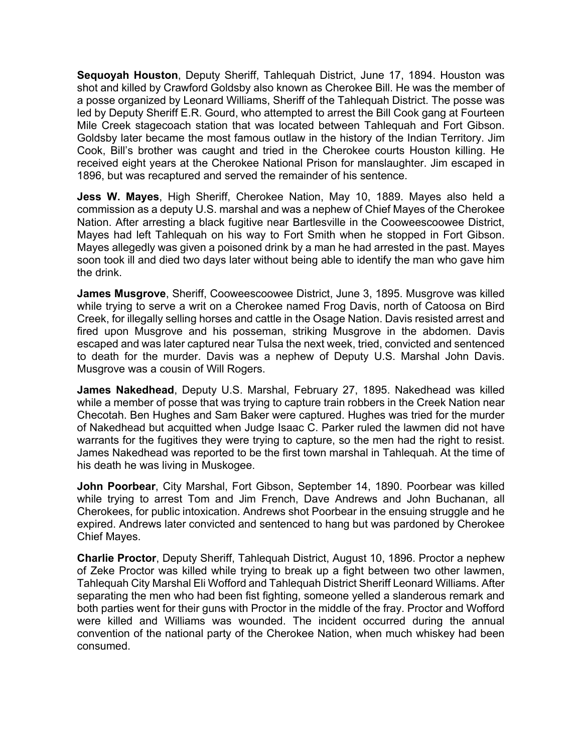**Sequoyah Houston**, Deputy Sheriff, Tahlequah District, June 17, 1894. Houston was shot and killed by Crawford Goldsby also known as Cherokee Bill. He was the member of a posse organized by Leonard Williams, Sheriff of the Tahlequah District. The posse was led by Deputy Sheriff E.R. Gourd, who attempted to arrest the Bill Cook gang at Fourteen Mile Creek stagecoach station that was located between Tahlequah and Fort Gibson. Goldsby later became the most famous outlaw in the history of the Indian Territory. Jim Cook, Bill's brother was caught and tried in the Cherokee courts Houston killing. He received eight years at the Cherokee National Prison for manslaughter. Jim escaped in 1896, but was recaptured and served the remainder of his sentence.

**Jess W. Mayes**, High Sheriff, Cherokee Nation, May 10, 1889. Mayes also held a commission as a deputy U.S. marshal and was a nephew of Chief Mayes of the Cherokee Nation. After arresting a black fugitive near Bartlesville in the Cooweescoowee District, Mayes had left Tahlequah on his way to Fort Smith when he stopped in Fort Gibson. Mayes allegedly was given a poisoned drink by a man he had arrested in the past. Mayes soon took ill and died two days later without being able to identify the man who gave him the drink.

**James Musgrove**, Sheriff, Cooweescoowee District, June 3, 1895. Musgrove was killed while trying to serve a writ on a Cherokee named Frog Davis, north of Catoosa on Bird Creek, for illegally selling horses and cattle in the Osage Nation. Davis resisted arrest and fired upon Musgrove and his posseman, striking Musgrove in the abdomen. Davis escaped and was later captured near Tulsa the next week, tried, convicted and sentenced to death for the murder. Davis was a nephew of Deputy U.S. Marshal John Davis. Musgrove was a cousin of Will Rogers.

**James Nakedhead**, Deputy U.S. Marshal, February 27, 1895. Nakedhead was killed while a member of posse that was trying to capture train robbers in the Creek Nation near Checotah. Ben Hughes and Sam Baker were captured. Hughes was tried for the murder of Nakedhead but acquitted when Judge Isaac C. Parker ruled the lawmen did not have warrants for the fugitives they were trying to capture, so the men had the right to resist. James Nakedhead was reported to be the first town marshal in Tahlequah. At the time of his death he was living in Muskogee.

**John Poorbear**, City Marshal, Fort Gibson, September 14, 1890. Poorbear was killed while trying to arrest Tom and Jim French, Dave Andrews and John Buchanan, all Cherokees, for public intoxication. Andrews shot Poorbear in the ensuing struggle and he expired. Andrews later convicted and sentenced to hang but was pardoned by Cherokee Chief Mayes.

**Charlie Proctor**, Deputy Sheriff, Tahlequah District, August 10, 1896. Proctor a nephew of Zeke Proctor was killed while trying to break up a fight between two other lawmen, Tahlequah City Marshal Eli Wofford and Tahlequah District Sheriff Leonard Williams. After separating the men who had been fist fighting, someone yelled a slanderous remark and both parties went for their guns with Proctor in the middle of the fray. Proctor and Wofford were killed and Williams was wounded. The incident occurred during the annual convention of the national party of the Cherokee Nation, when much whiskey had been consumed.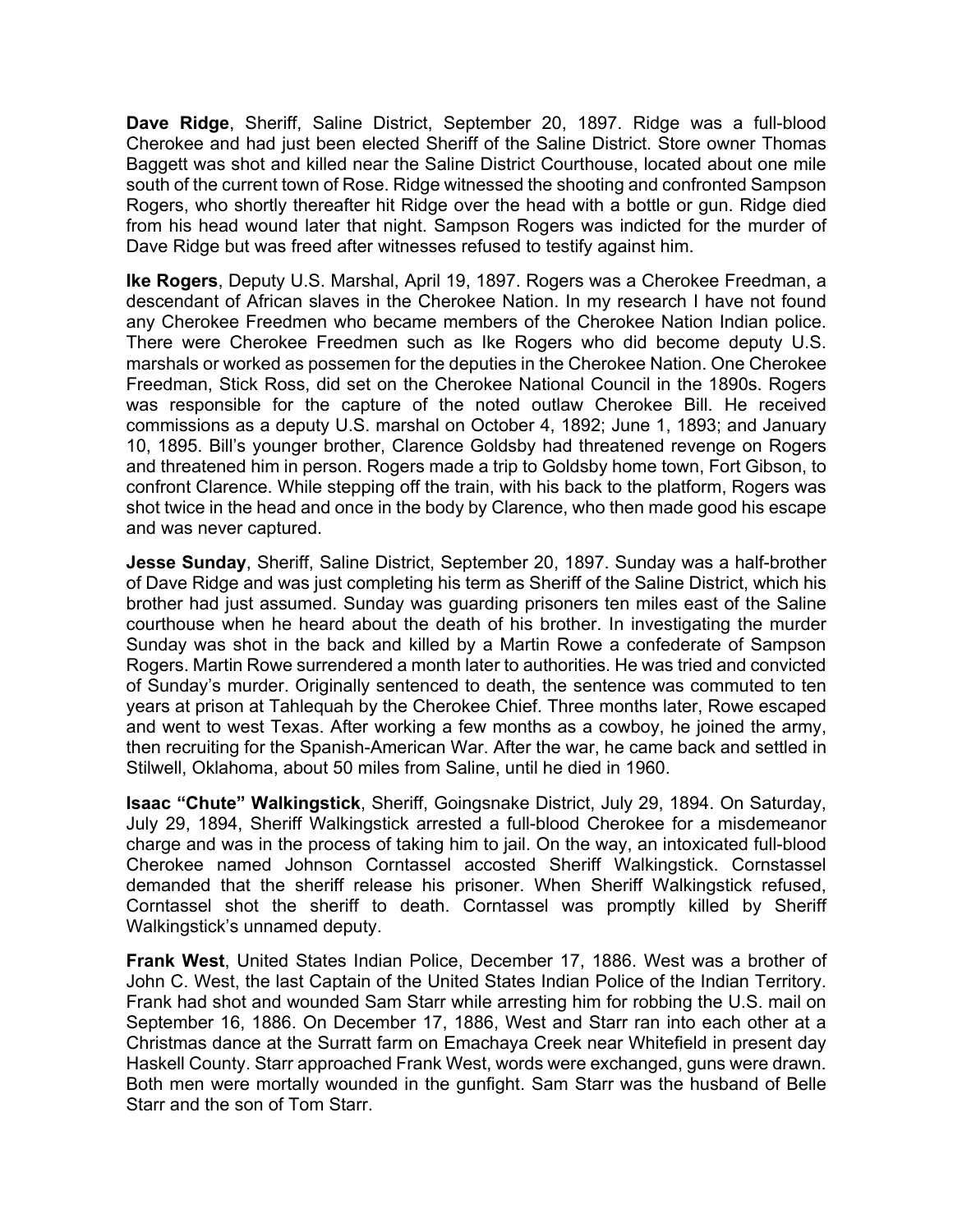**Dave Ridge**, Sheriff, Saline District, September 20, 1897. Ridge was a full-blood Cherokee and had just been elected Sheriff of the Saline District. Store owner Thomas Baggett was shot and killed near the Saline District Courthouse, located about one mile south of the current town of Rose. Ridge witnessed the shooting and confronted Sampson Rogers, who shortly thereafter hit Ridge over the head with a bottle or gun. Ridge died from his head wound later that night. Sampson Rogers was indicted for the murder of Dave Ridge but was freed after witnesses refused to testify against him.

**Ike Rogers**, Deputy U.S. Marshal, April 19, 1897. Rogers was a Cherokee Freedman, a descendant of African slaves in the Cherokee Nation. In my research I have not found any Cherokee Freedmen who became members of the Cherokee Nation Indian police. There were Cherokee Freedmen such as Ike Rogers who did become deputy U.S. marshals or worked as possemen for the deputies in the Cherokee Nation. One Cherokee Freedman, Stick Ross, did set on the Cherokee National Council in the 1890s. Rogers was responsible for the capture of the noted outlaw Cherokee Bill. He received commissions as a deputy U.S. marshal on October 4, 1892; June 1, 1893; and January 10, 1895. Bill's younger brother, Clarence Goldsby had threatened revenge on Rogers and threatened him in person. Rogers made a trip to Goldsby home town, Fort Gibson, to confront Clarence. While stepping off the train, with his back to the platform, Rogers was shot twice in the head and once in the body by Clarence, who then made good his escape and was never captured.

**Jesse Sunday**, Sheriff, Saline District, September 20, 1897. Sunday was a half-brother of Dave Ridge and was just completing his term as Sheriff of the Saline District, which his brother had just assumed. Sunday was guarding prisoners ten miles east of the Saline courthouse when he heard about the death of his brother. In investigating the murder Sunday was shot in the back and killed by a Martin Rowe a confederate of Sampson Rogers. Martin Rowe surrendered a month later to authorities. He was tried and convicted of Sunday's murder. Originally sentenced to death, the sentence was commuted to ten years at prison at Tahlequah by the Cherokee Chief. Three months later, Rowe escaped and went to west Texas. After working a few months as a cowboy, he joined the army, then recruiting for the Spanish-American War. After the war, he came back and settled in Stilwell, Oklahoma, about 50 miles from Saline, until he died in 1960.

**Isaac "Chute" Walkingstick**, Sheriff, Goingsnake District, July 29, 1894. On Saturday, July 29, 1894, Sheriff Walkingstick arrested a full-blood Cherokee for a misdemeanor charge and was in the process of taking him to jail. On the way, an intoxicated full-blood Cherokee named Johnson Corntassel accosted Sheriff Walkingstick. Cornstassel demanded that the sheriff release his prisoner. When Sheriff Walkingstick refused, Corntassel shot the sheriff to death. Corntassel was promptly killed by Sheriff Walkingstick's unnamed deputy.

**Frank West**, United States Indian Police, December 17, 1886. West was a brother of John C. West, the last Captain of the United States Indian Police of the Indian Territory. Frank had shot and wounded Sam Starr while arresting him for robbing the U.S. mail on September 16, 1886. On December 17, 1886, West and Starr ran into each other at a Christmas dance at the Surratt farm on Emachaya Creek near Whitefield in present day Haskell County. Starr approached Frank West, words were exchanged, guns were drawn. Both men were mortally wounded in the gunfight. Sam Starr was the husband of Belle Starr and the son of Tom Starr.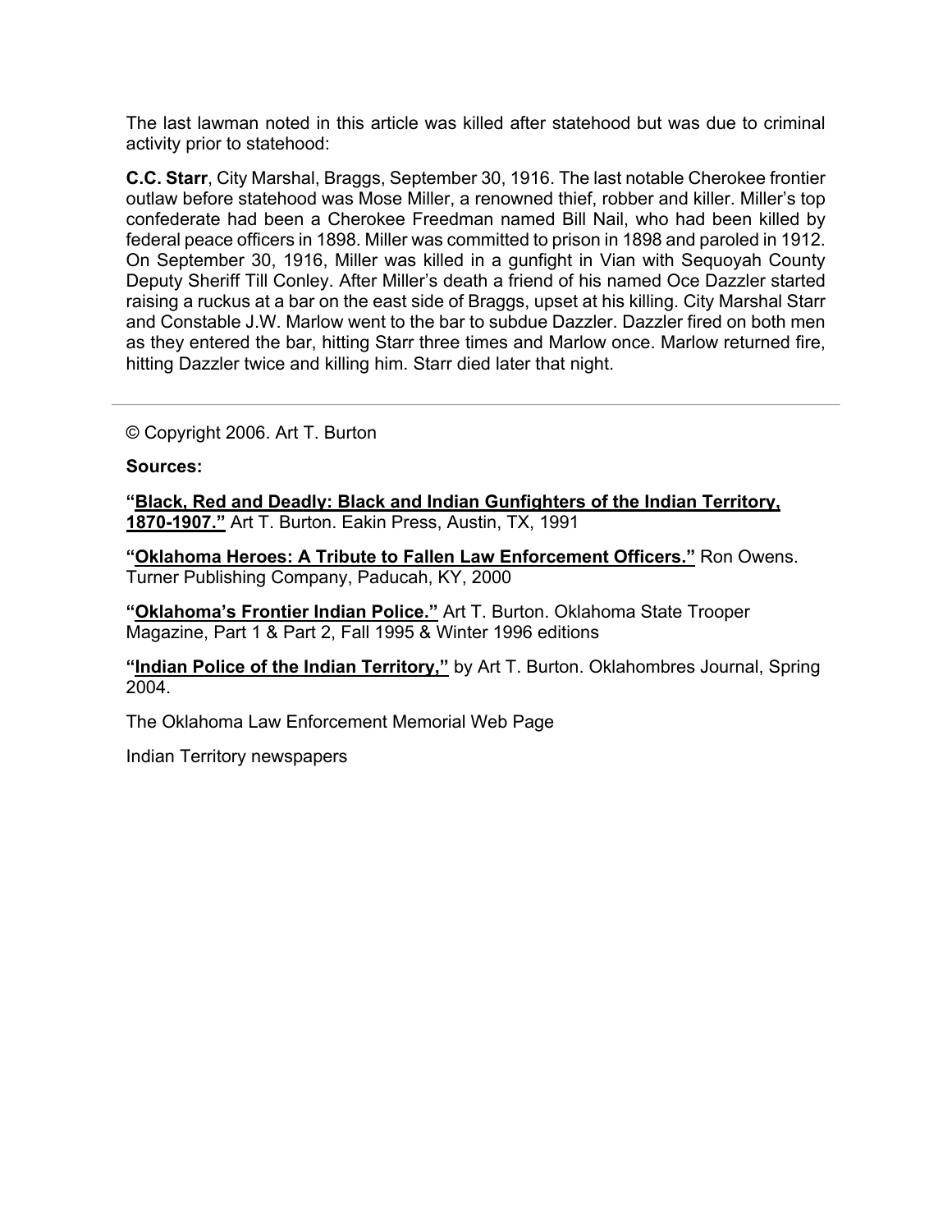The last lawman noted in this article was killed after statehood but was due to criminal activity prior to statehood:

**C.C. Starr**, City Marshal, Braggs, September 30, 1916. The last notable Cherokee frontier outlaw before statehood was Mose Miller, a renowned thief, robber and killer. Miller's top confederate had been a Cherokee Freedman named Bill Nail, who had been killed by federal peace officers in 1898. Miller was committed to prison in 1898 and paroled in 1912. On September 30, 1916, Miller was killed in a gunfight in Vian with Sequoyah County Deputy Sheriff Till Conley. After Miller's death a friend of his named Oce Dazzler started raising a ruckus at a bar on the east side of Braggs, upset at his killing. City Marshal Starr and Constable J.W. Marlow went to the bar to subdue Dazzler. Dazzler fired on both men as they entered the bar, hitting Starr three times and Marlow once. Marlow returned fire, hitting Dazzler twice and killing him. Starr died later that night.

---

© Copyright 2006. Art T. Burton

**Sources:**

**"Black, Red and Deadly: Black and Indian Gunfighters of the Indian Territory, 1870-1907."** Art T. Burton. Eakin Press, Austin, TX, 1991

**"Oklahoma Heroes: A Tribute to Fallen Law Enforcement Officers."** Ron Owens. Turner Publishing Company, Paducah, KY, 2000

**"Oklahoma's Frontier Indian Police."** Art T. Burton. Oklahoma State Trooper Magazine, Part 1 & Part 2, Fall 1995 & Winter 1996 editions

**"Indian Police of the Indian Territory,"** by Art T. Burton. Oklahombres Journal, Spring 2004.

The Oklahoma Law Enforcement Memorial Web Page

Indian Territory newspapers